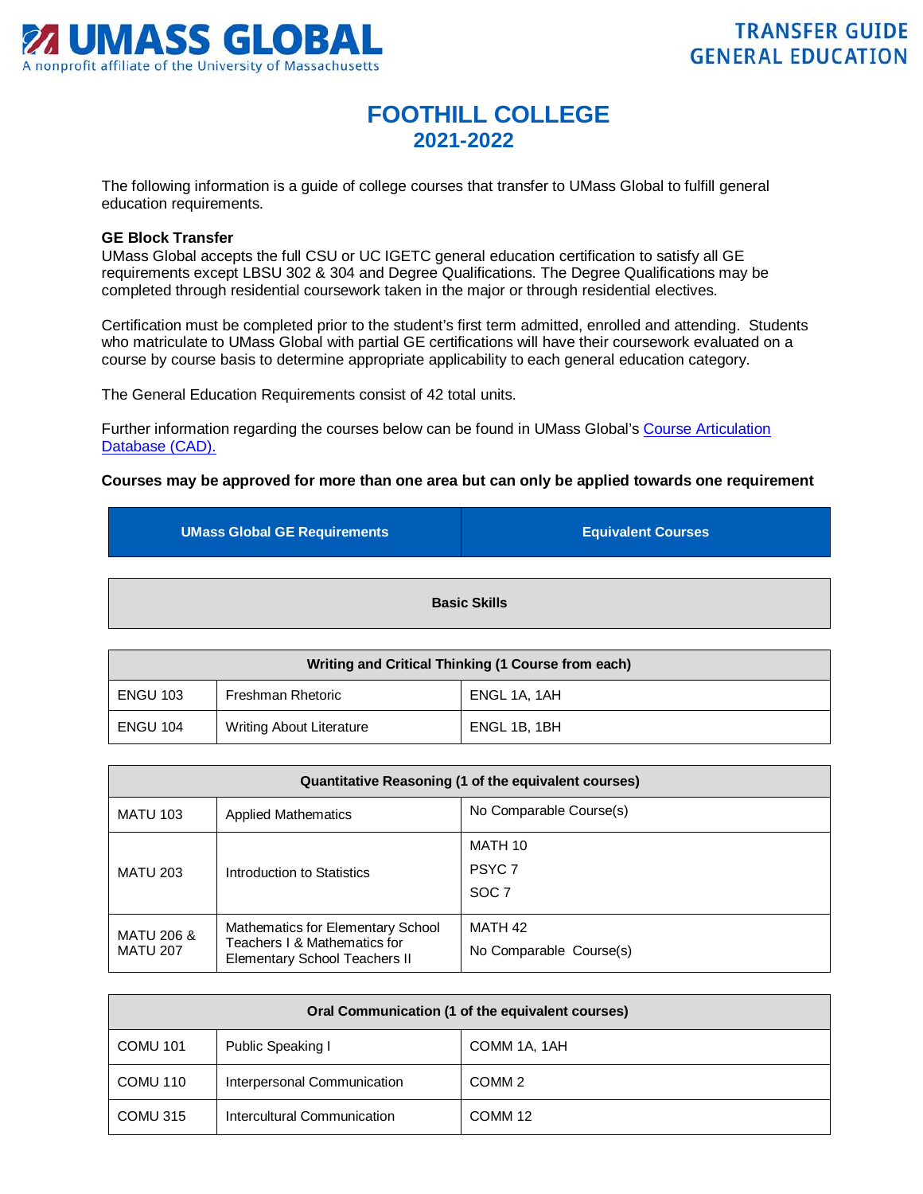UMASS GLOBAL
A nonprofit affiliate of the University of Massachusetts

TRANSFER GUIDE
GENERAL EDUCATION

# FOOTHILL COLLEGE
## 2021-2022

The following information is a guide of college courses that transfer to UMass Global to fulfill general education requirements.

**GE Block Transfer**
UMass Global accepts the full CSU or UC IGETC general education certification to satisfy all GE requirements except LBSU 302 & 304 and Degree Qualifications. The Degree Qualifications may be completed through residential coursework taken in the major or through residential electives.

Certification must be completed prior to the student's first term admitted, enrolled and attending. Students who matriculate to UMass Global with partial GE certifications will have their coursework evaluated on a course by course basis to determine appropriate applicability to each general education category.

The General Education Requirements consist of 42 total units.

Further information regarding the courses below can be found in UMass Global's Course Articulation Database (CAD).

**Courses may be approved for more than one area but can only be applied towards one requirement**

| UMass Global GE Requirements | | Equivalent Courses |
|---|---|---|
| **Basic Skills** | | |
| **Writing and Critical Thinking (1 Course from each)** | | |
| ENGU 103 | Freshman Rhetoric | ENGL 1A, 1AH |
| ENGU 104 | Writing About Literature | ENGL 1B, 1BH |
| **Quantitative Reasoning (1 of the equivalent courses)** | | |
| MATU 103 | Applied Mathematics | No Comparable Course(s) |
| MATU 203 | Introduction to Statistics | MATH 10<br>PSYC 7<br>SOC 7 |
| MATU 206 & MATU 207 | Mathematics for Elementary School Teachers I & Mathematics for Elementary School Teachers II | MATH 42<br>No Comparable Course(s) |
| **Oral Communication (1 of the equivalent courses)** | | |
| COMU 101 | Public Speaking I | COMM 1A, 1AH |
| COMU 110 | Interpersonal Communication | COMM 2 |
| COMU 315 | Intercultural Communication | COMM 12 |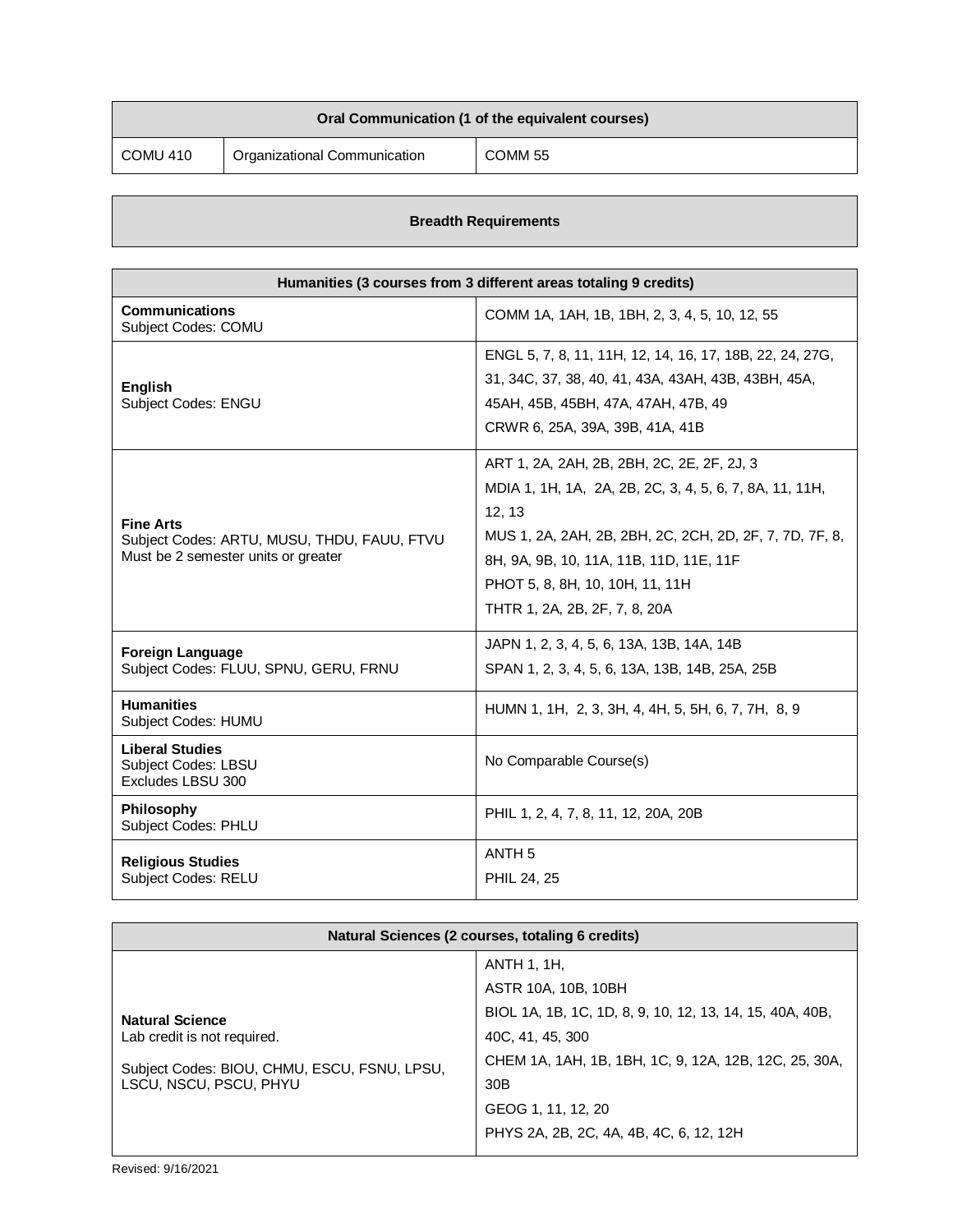| Oral Communication (1 of the equivalent courses) | | |
|---|---|---|
| COMU 410 | Organizational Communication | COMM 55 |

## Breadth Requirements

| Humanities (3 courses from 3 different areas totaling 9 credits) | |
|---|---|
| **Communications**<br>Subject Codes: COMU | COMM 1A, 1AH, 1B, 1BH, 2, 3, 4, 5, 10, 12, 55 |
| **English**<br>Subject Codes: ENGU | ENGL 5, 7, 8, 11, 11H, 12, 14, 16, 17, 18B, 22, 24, 27G, 31, 34C, 37, 38, 40, 41, 43A, 43AH, 43B, 43BH, 45A, 45AH, 45B, 45BH, 47A, 47AH, 47B, 49<br>CRWR 6, 25A, 39A, 39B, 41A, 41B |
| **Fine Arts**<br>Subject Codes: ARTU, MUSU, THDU, FAUU, FTVU<br>Must be 2 semester units or greater | ART 1, 2A, 2AH, 2B, 2BH, 2C, 2E, 2F, 2J, 3<br>MDIA 1, 1H, 1A, 2A, 2B, 2C, 3, 4, 5, 6, 7, 8A, 11, 11H, 12, 13<br>MUS 1, 2A, 2AH, 2B, 2BH, 2C, 2CH, 2D, 2F, 7, 7D, 7F, 8, 8H, 9A, 9B, 10, 11A, 11B, 11D, 11E, 11F<br>PHOT 5, 8, 8H, 10, 10H, 11, 11H<br>THTR 1, 2A, 2B, 2F, 7, 8, 20A |
| **Foreign Language**<br>Subject Codes: FLUU, SPNU, GERU, FRNU | JAPN 1, 2, 3, 4, 5, 6, 13A, 13B, 14A, 14B<br>SPAN 1, 2, 3, 4, 5, 6, 13A, 13B, 14B, 25A, 25B |
| **Humanities**<br>Subject Codes: HUMU | HUMN 1, 1H, 2, 3, 3H, 4, 4H, 5, 5H, 6, 7, 7H, 8, 9 |
| **Liberal Studies**<br>Subject Codes: LBSU<br>Excludes LBSU 300 | No Comparable Course(s) |
| **Philosophy**<br>Subject Codes: PHLU | PHIL 1, 2, 4, 7, 8, 11, 12, 20A, 20B |
| **Religious Studies**<br>Subject Codes: RELU | ANTH 5<br>PHIL 24, 25 |

| Natural Sciences (2 courses, totaling 6 credits) | |
|---|---|
| **Natural Science**<br>Lab credit is not required.<br><br>Subject Codes: BIOU, CHMU, ESCU, FSNU, LPSU, LSCU, NSCU, PSCU, PHYU | ANTH 1, 1H,<br>ASTR 10A, 10B, 10BH<br>BIOL 1A, 1B, 1C, 1D, 8, 9, 10, 12, 13, 14, 15, 40A, 40B, 40C, 41, 45, 300<br>CHEM 1A, 1AH, 1B, 1BH, 1C, 9, 12A, 12B, 12C, 25, 30A, 30B<br>GEOG 1, 11, 12, 20<br>PHYS 2A, 2B, 2C, 4A, 4B, 4C, 6, 12, 12H |

Revised: 9/16/2021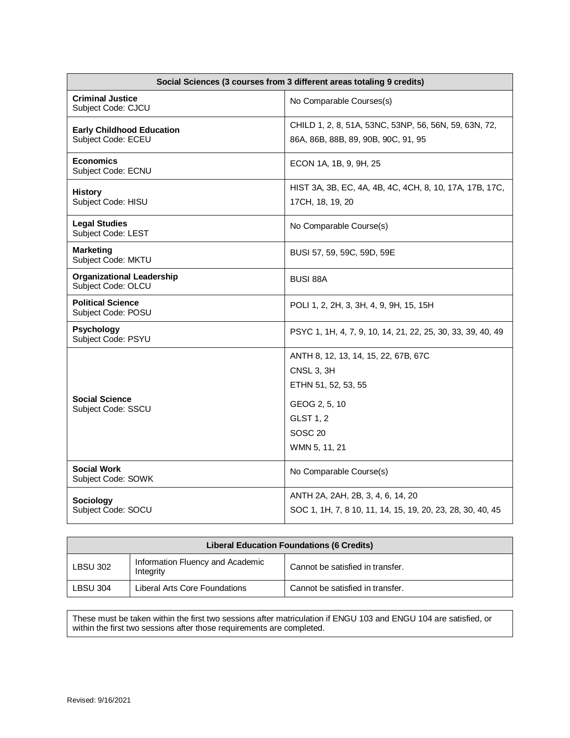| Social Sciences (3 courses from 3 different areas totaling 9 credits) | |
|---|---|
| **Criminal Justice**<br>Subject Code: CJCU | No Comparable Courses(s) |
| **Early Childhood Education**<br>Subject Code: ECEU | CHILD 1, 2, 8, 51A, 53NC, 53NP, 56, 56N, 59, 63N, 72, 86A, 86B, 88B, 89, 90B, 90C, 91, 95 |
| **Economics**<br>Subject Code: ECNU | ECON 1A, 1B, 9, 9H, 25 |
| **History**<br>Subject Code: HISU | HIST 3A, 3B, EC, 4A, 4B, 4C, 4CH, 8, 10, 17A, 17B, 17C, 17CH, 18, 19, 20 |
| **Legal Studies**<br>Subject Code: LEST | No Comparable Course(s) |
| **Marketing**<br>Subject Code: MKTU | BUSI 57, 59, 59C, 59D, 59E |
| **Organizational Leadership**<br>Subject Code: OLCU | BUSI 88A |
| **Political Science**<br>Subject Code: POSU | POLI 1, 2, 2H, 3, 3H, 4, 9, 9H, 15, 15H |
| **Psychology**<br>Subject Code: PSYU | PSYC 1, 1H, 4, 7, 9, 10, 14, 21, 22, 25, 30, 33, 39, 40, 49 |
| **Social Science**<br>Subject Code: SSCU | ANTH 8, 12, 13, 14, 15, 22, 67B, 67C<br>CNSL 3, 3H<br>ETHN 51, 52, 53, 55<br>GEOG 2, 5, 10<br>GLST 1, 2<br>SOSC 20<br>WMN 5, 11, 21 |
| **Social Work**<br>Subject Code: SOWK | No Comparable Course(s) |
| **Sociology**<br>Subject Code: SOCU | ANTH 2A, 2AH, 2B, 3, 4, 6, 14, 20<br>SOC 1, 1H, 7, 8 10, 11, 14, 15, 19, 20, 23, 28, 30, 40, 45 |

| Liberal Education Foundations (6 Credits) | | |
|---|---|---|
| LBSU 302 | Information Fluency and Academic Integrity | Cannot be satisfied in transfer. |
| LBSU 304 | Liberal Arts Core Foundations | Cannot be satisfied in transfer. |

These must be taken within the first two sessions after matriculation if ENGU 103 and ENGU 104 are satisfied, or within the first two sessions after those requirements are completed.

Revised: 9/16/2021